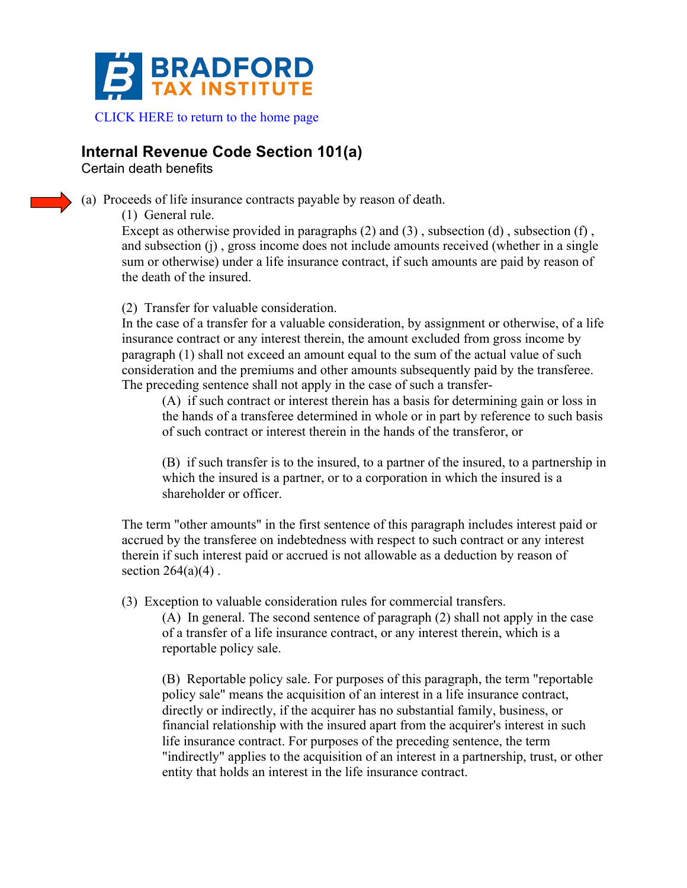BRADFORD TAX INSTITUTE

CLICK HERE to return to the home page

## Internal Revenue Code Section 101(a)

Certain death benefits

(a) Proceeds of life insurance contracts payable by reason of death.

(1) General rule.

Except as otherwise provided in paragraphs (2) and (3) , subsection (d) , subsection (f) , and subsection (j) , gross income does not include amounts received (whether in a single sum or otherwise) under a life insurance contract, if such amounts are paid by reason of the death of the insured.

(2) Transfer for valuable consideration.

In the case of a transfer for a valuable consideration, by assignment or otherwise, of a life insurance contract or any interest therein, the amount excluded from gross income by paragraph (1) shall not exceed an amount equal to the sum of the actual value of such consideration and the premiums and other amounts subsequently paid by the transferee. The preceding sentence shall not apply in the case of such a transfer-

(A) if such contract or interest therein has a basis for determining gain or loss in the hands of a transferee determined in whole or in part by reference to such basis of such contract or interest therein in the hands of the transferor, or

(B) if such transfer is to the insured, to a partner of the insured, to a partnership in which the insured is a partner, or to a corporation in which the insured is a shareholder or officer.

The term "other amounts" in the first sentence of this paragraph includes interest paid or accrued by the transferee on indebtedness with respect to such contract or any interest therein if such interest paid or accrued is not allowable as a deduction by reason of section 264(a)(4) .

(3) Exception to valuable consideration rules for commercial transfers.

(A) In general. The second sentence of paragraph (2) shall not apply in the case of a transfer of a life insurance contract, or any interest therein, which is a reportable policy sale.

(B) Reportable policy sale. For purposes of this paragraph, the term "reportable policy sale" means the acquisition of an interest in a life insurance contract, directly or indirectly, if the acquirer has no substantial family, business, or financial relationship with the insured apart from the acquirer's interest in such life insurance contract. For purposes of the preceding sentence, the term "indirectly" applies to the acquisition of an interest in a partnership, trust, or other entity that holds an interest in the life insurance contract.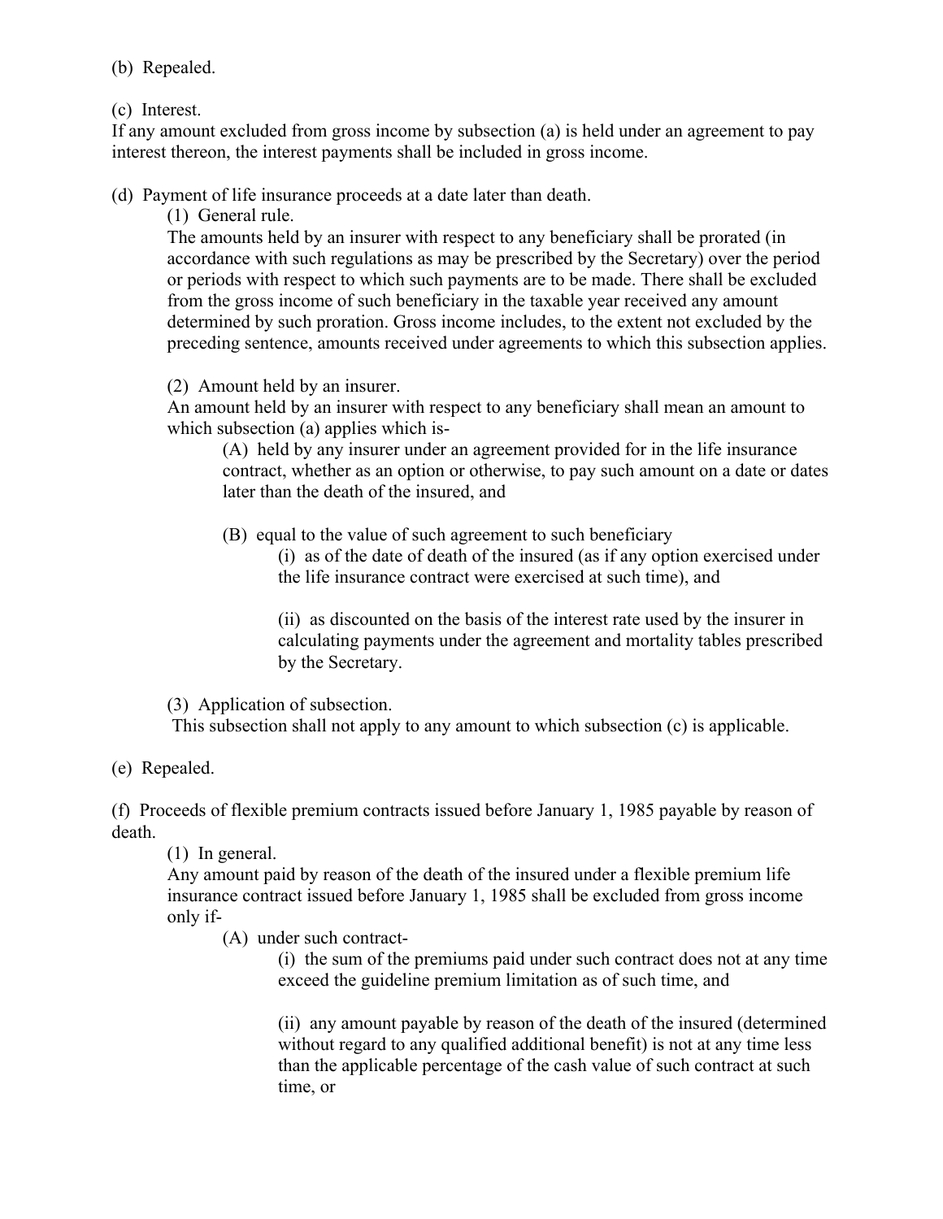(b) Repealed.

(c) Interest.
If any amount excluded from gross income by subsection (a) is held under an agreement to pay interest thereon, the interest payments shall be included in gross income.

(d) Payment of life insurance proceeds at a date later than death.

(1) General rule.
The amounts held by an insurer with respect to any beneficiary shall be prorated (in accordance with such regulations as may be prescribed by the Secretary) over the period or periods with respect to which such payments are to be made. There shall be excluded from the gross income of such beneficiary in the taxable year received any amount determined by such proration. Gross income includes, to the extent not excluded by the preceding sentence, amounts received under agreements to which this subsection applies.

(2) Amount held by an insurer.
An amount held by an insurer with respect to any beneficiary shall mean an amount to which subsection (a) applies which is-

(A) held by any insurer under an agreement provided for in the life insurance contract, whether as an option or otherwise, to pay such amount on a date or dates later than the death of the insured, and

(B) equal to the value of such agreement to such beneficiary

(i) as of the date of death of the insured (as if any option exercised under the life insurance contract were exercised at such time), and

(ii) as discounted on the basis of the interest rate used by the insurer in calculating payments under the agreement and mortality tables prescribed by the Secretary.

(3) Application of subsection.
This subsection shall not apply to any amount to which subsection (c) is applicable.

(e) Repealed.

(f) Proceeds of flexible premium contracts issued before January 1, 1985 payable by reason of death.

(1) In general.
Any amount paid by reason of the death of the insured under a flexible premium life insurance contract issued before January 1, 1985 shall be excluded from gross income only if-

(A) under such contract-

(i) the sum of the premiums paid under such contract does not at any time exceed the guideline premium limitation as of such time, and

(ii) any amount payable by reason of the death of the insured (determined without regard to any qualified additional benefit) is not at any time less than the applicable percentage of the cash value of such contract at such time, or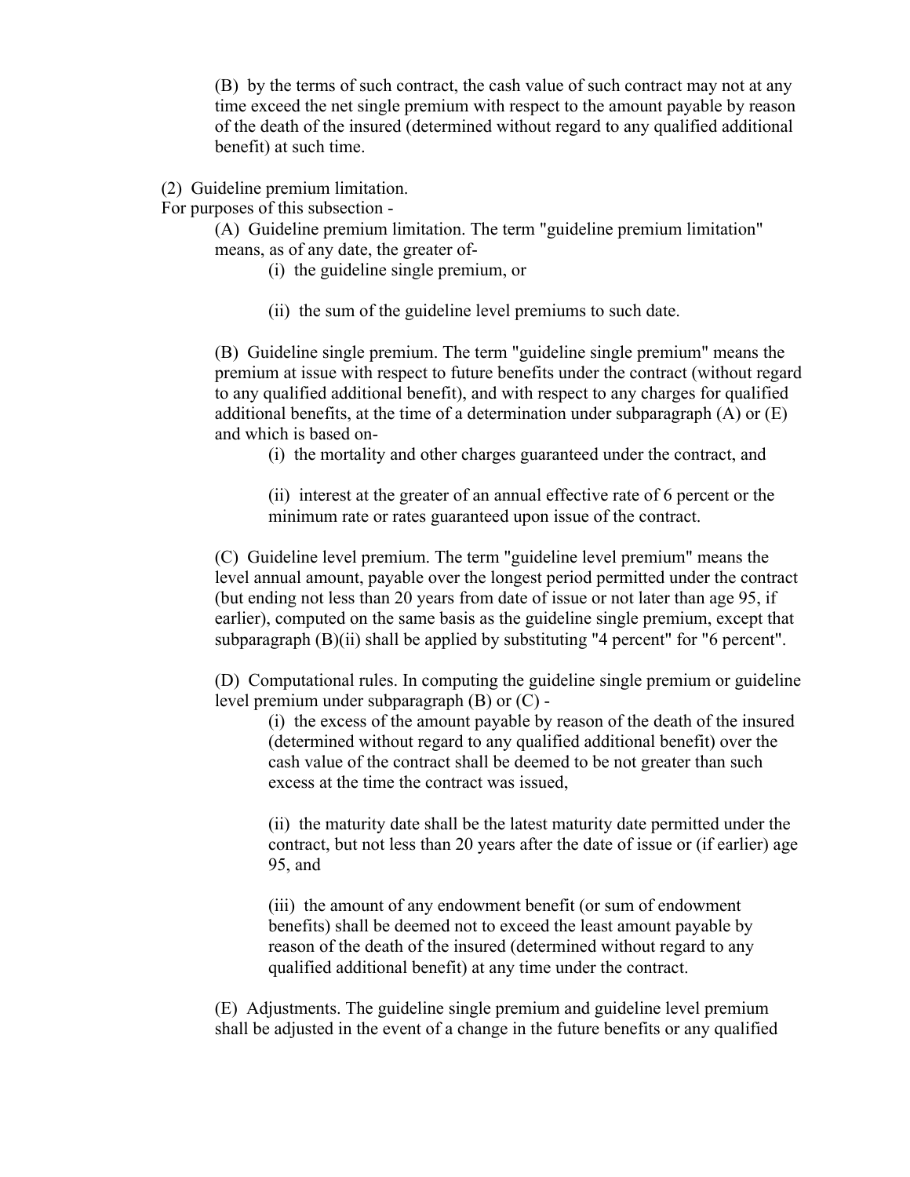(B) by the terms of such contract, the cash value of such contract may not at any time exceed the net single premium with respect to the amount payable by reason of the death of the insured (determined without regard to any qualified additional benefit) at such time.

(2) Guideline premium limitation.

For purposes of this subsection -

(A) Guideline premium limitation. The term "guideline premium limitation" means, as of any date, the greater of-

(i) the guideline single premium, or

(ii) the sum of the guideline level premiums to such date.

(B) Guideline single premium. The term "guideline single premium" means the premium at issue with respect to future benefits under the contract (without regard to any qualified additional benefit), and with respect to any charges for qualified additional benefits, at the time of a determination under subparagraph (A) or (E) and which is based on-

(i) the mortality and other charges guaranteed under the contract, and

(ii) interest at the greater of an annual effective rate of 6 percent or the minimum rate or rates guaranteed upon issue of the contract.

(C) Guideline level premium. The term "guideline level premium" means the level annual amount, payable over the longest period permitted under the contract (but ending not less than 20 years from date of issue or not later than age 95, if earlier), computed on the same basis as the guideline single premium, except that subparagraph (B)(ii) shall be applied by substituting "4 percent" for "6 percent".

(D) Computational rules. In computing the guideline single premium or guideline level premium under subparagraph (B) or (C) -

(i) the excess of the amount payable by reason of the death of the insured (determined without regard to any qualified additional benefit) over the cash value of the contract shall be deemed to be not greater than such excess at the time the contract was issued,

(ii) the maturity date shall be the latest maturity date permitted under the contract, but not less than 20 years after the date of issue or (if earlier) age 95, and

(iii) the amount of any endowment benefit (or sum of endowment benefits) shall be deemed not to exceed the least amount payable by reason of the death of the insured (determined without regard to any qualified additional benefit) at any time under the contract.

(E) Adjustments. The guideline single premium and guideline level premium shall be adjusted in the event of a change in the future benefits or any qualified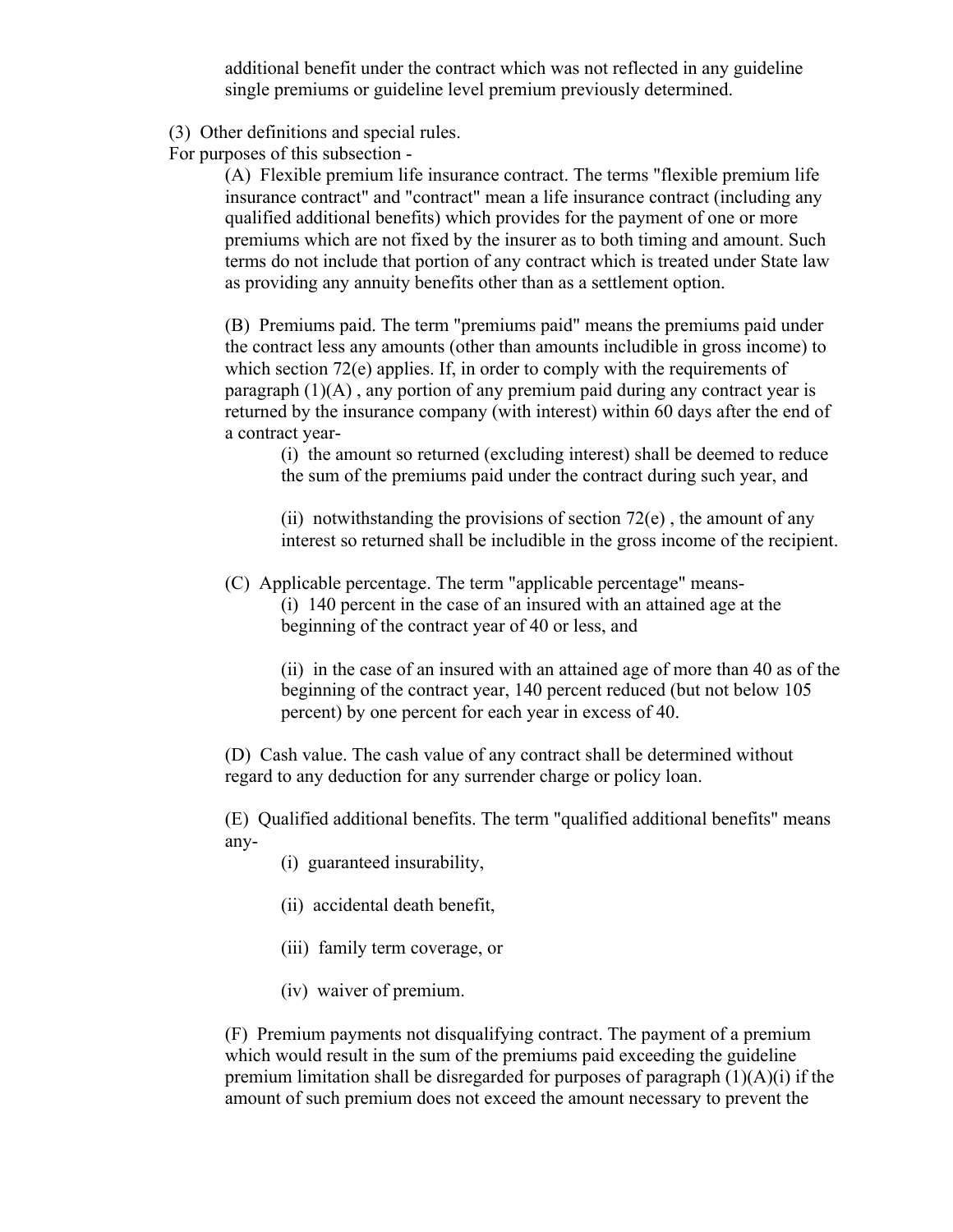additional benefit under the contract which was not reflected in any guideline single premiums or guideline level premium previously determined.

(3) Other definitions and special rules.

For purposes of this subsection -

(A) Flexible premium life insurance contract. The terms "flexible premium life insurance contract" and "contract" mean a life insurance contract (including any qualified additional benefits) which provides for the payment of one or more premiums which are not fixed by the insurer as to both timing and amount. Such terms do not include that portion of any contract which is treated under State law as providing any annuity benefits other than as a settlement option.

(B) Premiums paid. The term "premiums paid" means the premiums paid under the contract less any amounts (other than amounts includible in gross income) to which section 72(e) applies. If, in order to comply with the requirements of paragraph (1)(A) , any portion of any premium paid during any contract year is returned by the insurance company (with interest) within 60 days after the end of a contract year-

(i) the amount so returned (excluding interest) shall be deemed to reduce the sum of the premiums paid under the contract during such year, and

(ii) notwithstanding the provisions of section 72(e) , the amount of any interest so returned shall be includible in the gross income of the recipient.

(C) Applicable percentage. The term "applicable percentage" means-

(i) 140 percent in the case of an insured with an attained age at the beginning of the contract year of 40 or less, and

(ii) in the case of an insured with an attained age of more than 40 as of the beginning of the contract year, 140 percent reduced (but not below 105 percent) by one percent for each year in excess of 40.

(D) Cash value. The cash value of any contract shall be determined without regard to any deduction for any surrender charge or policy loan.

(E) Qualified additional benefits. The term "qualified additional benefits" means any-

(i) guaranteed insurability,

(ii) accidental death benefit,

(iii) family term coverage, or

(iv) waiver of premium.

(F) Premium payments not disqualifying contract. The payment of a premium which would result in the sum of the premiums paid exceeding the guideline premium limitation shall be disregarded for purposes of paragraph (1)(A)(i) if the amount of such premium does not exceed the amount necessary to prevent the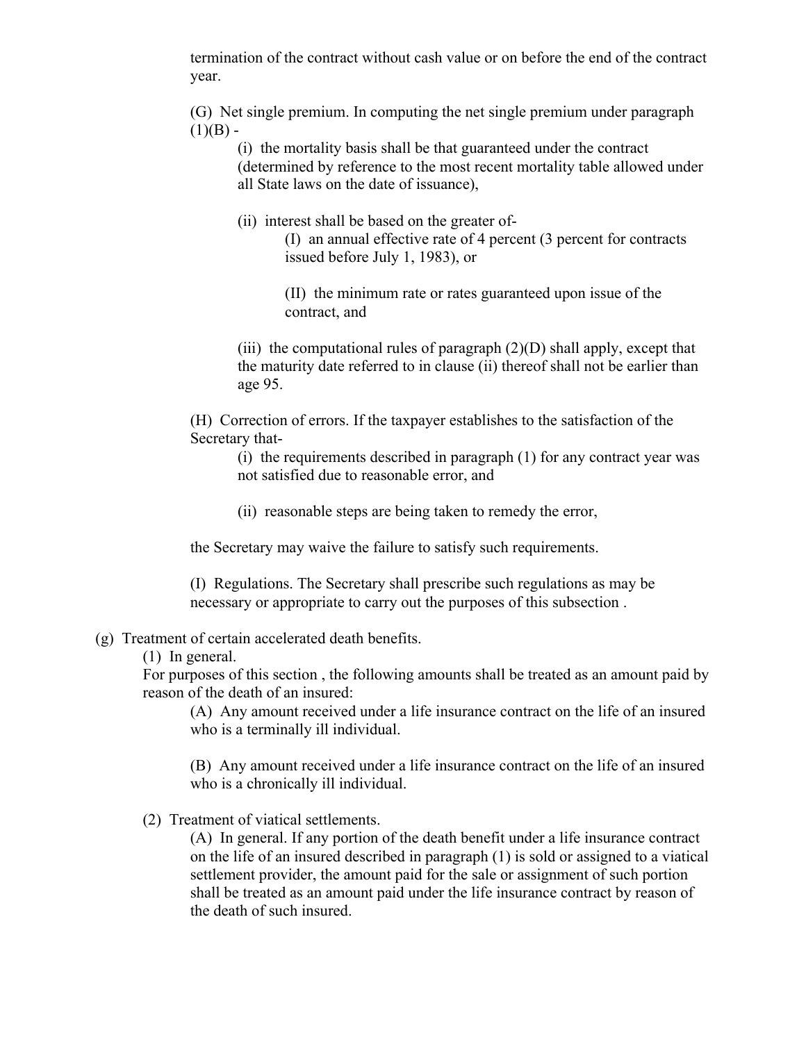termination of the contract without cash value or on before the end of the contract year.

(G) Net single premium. In computing the net single premium under paragraph (1)(B) -

(i) the mortality basis shall be that guaranteed under the contract (determined by reference to the most recent mortality table allowed under all State laws on the date of issuance),

(ii) interest shall be based on the greater of-

(I) an annual effective rate of 4 percent (3 percent for contracts issued before July 1, 1983), or

(II) the minimum rate or rates guaranteed upon issue of the contract, and

(iii) the computational rules of paragraph (2)(D) shall apply, except that the maturity date referred to in clause (ii) thereof shall not be earlier than age 95.

(H) Correction of errors. If the taxpayer establishes to the satisfaction of the Secretary that-

(i) the requirements described in paragraph (1) for any contract year was not satisfied due to reasonable error, and

(ii) reasonable steps are being taken to remedy the error,

the Secretary may waive the failure to satisfy such requirements.

(I) Regulations. The Secretary shall prescribe such regulations as may be necessary or appropriate to carry out the purposes of this subsection .

(g) Treatment of certain accelerated death benefits.

(1) In general.

For purposes of this section , the following amounts shall be treated as an amount paid by reason of the death of an insured:

(A) Any amount received under a life insurance contract on the life of an insured who is a terminally ill individual.

(B) Any amount received under a life insurance contract on the life of an insured who is a chronically ill individual.

(2) Treatment of viatical settlements.

(A) In general. If any portion of the death benefit under a life insurance contract on the life of an insured described in paragraph (1) is sold or assigned to a viatical settlement provider, the amount paid for the sale or assignment of such portion shall be treated as an amount paid under the life insurance contract by reason of the death of such insured.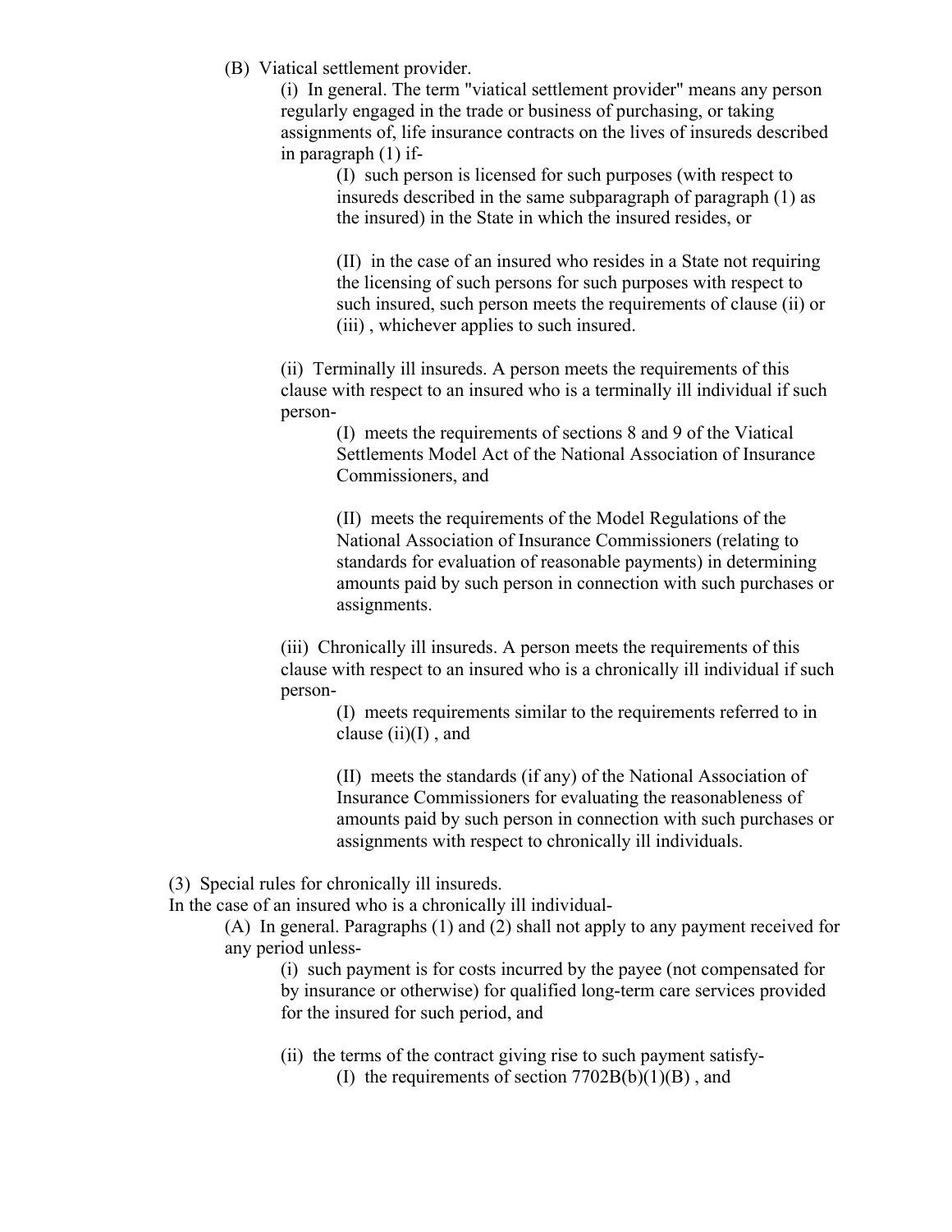(B) Viatical settlement provider.

(i) In general. The term "viatical settlement provider" means any person regularly engaged in the trade or business of purchasing, or taking assignments of, life insurance contracts on the lives of insureds described in paragraph (1) if-

(I) such person is licensed for such purposes (with respect to insureds described in the same subparagraph of paragraph (1) as the insured) in the State in which the insured resides, or

(II) in the case of an insured who resides in a State not requiring the licensing of such persons for such purposes with respect to such insured, such person meets the requirements of clause (ii) or (iii) , whichever applies to such insured.

(ii) Terminally ill insureds. A person meets the requirements of this clause with respect to an insured who is a terminally ill individual if such person-

(I) meets the requirements of sections 8 and 9 of the Viatical Settlements Model Act of the National Association of Insurance Commissioners, and

(II) meets the requirements of the Model Regulations of the National Association of Insurance Commissioners (relating to standards for evaluation of reasonable payments) in determining amounts paid by such person in connection with such purchases or assignments.

(iii) Chronically ill insureds. A person meets the requirements of this clause with respect to an insured who is a chronically ill individual if such person-

(I) meets requirements similar to the requirements referred to in clause (ii)(I) , and

(II) meets the standards (if any) of the National Association of Insurance Commissioners for evaluating the reasonableness of amounts paid by such person in connection with such purchases or assignments with respect to chronically ill individuals.

(3) Special rules for chronically ill insureds.

In the case of an insured who is a chronically ill individual-

(A) In general. Paragraphs (1) and (2) shall not apply to any payment received for any period unless-

(i) such payment is for costs incurred by the payee (not compensated for by insurance or otherwise) for qualified long-term care services provided for the insured for such period, and

(ii) the terms of the contract giving rise to such payment satisfy-

(I) the requirements of section 7702B(b)(1)(B) , and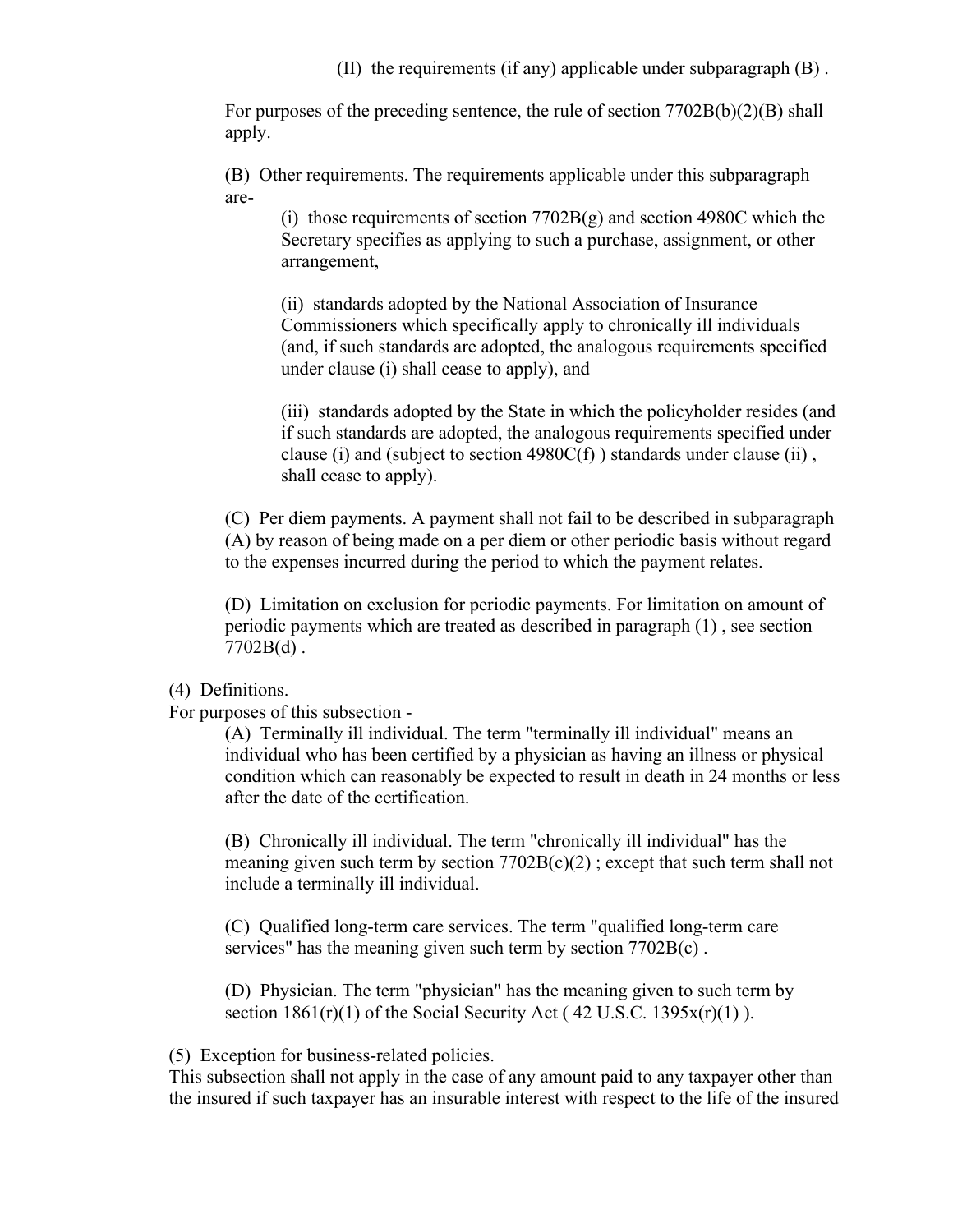(II) the requirements (if any) applicable under subparagraph (B) .

For purposes of the preceding sentence, the rule of section 7702B(b)(2)(B) shall apply.

(B) Other requirements. The requirements applicable under this subparagraph are-

(i) those requirements of section 7702B(g) and section 4980C which the Secretary specifies as applying to such a purchase, assignment, or other arrangement,

(ii) standards adopted by the National Association of Insurance Commissioners which specifically apply to chronically ill individuals (and, if such standards are adopted, the analogous requirements specified under clause (i) shall cease to apply), and

(iii) standards adopted by the State in which the policyholder resides (and if such standards are adopted, the analogous requirements specified under clause (i) and (subject to section 4980C(f) ) standards under clause (ii) , shall cease to apply).

(C) Per diem payments. A payment shall not fail to be described in subparagraph (A) by reason of being made on a per diem or other periodic basis without regard to the expenses incurred during the period to which the payment relates.

(D) Limitation on exclusion for periodic payments. For limitation on amount of periodic payments which are treated as described in paragraph (1) , see section 7702B(d) .

(4) Definitions.
For purposes of this subsection -

(A) Terminally ill individual. The term "terminally ill individual" means an individual who has been certified by a physician as having an illness or physical condition which can reasonably be expected to result in death in 24 months or less after the date of the certification.

(B) Chronically ill individual. The term "chronically ill individual" has the meaning given such term by section 7702B(c)(2) ; except that such term shall not include a terminally ill individual.

(C) Qualified long-term care services. The term "qualified long-term care services" has the meaning given such term by section 7702B(c) .

(D) Physician. The term "physician" has the meaning given to such term by section 1861(r)(1) of the Social Security Act ( 42 U.S.C. 1395x(r)(1) ).

(5) Exception for business-related policies.
This subsection shall not apply in the case of any amount paid to any taxpayer other than the insured if such taxpayer has an insurable interest with respect to the life of the insured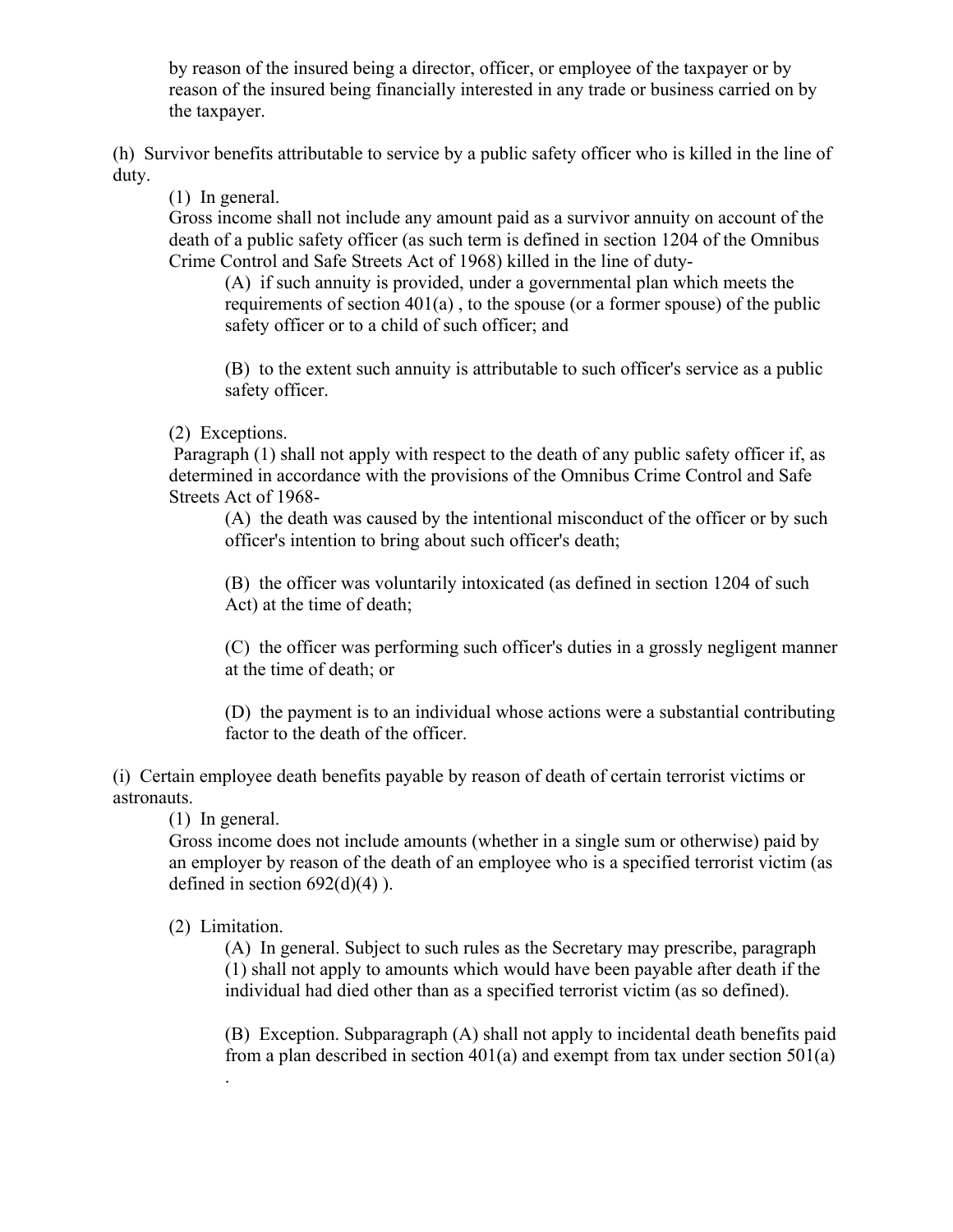by reason of the insured being a director, officer, or employee of the taxpayer or by reason of the insured being financially interested in any trade or business carried on by the taxpayer.

(h) Survivor benefits attributable to service by a public safety officer who is killed in the line of duty.

(1) In general.

Gross income shall not include any amount paid as a survivor annuity on account of the death of a public safety officer (as such term is defined in section 1204 of the Omnibus Crime Control and Safe Streets Act of 1968) killed in the line of duty-

(A) if such annuity is provided, under a governmental plan which meets the requirements of section 401(a) , to the spouse (or a former spouse) of the public safety officer or to a child of such officer; and

(B) to the extent such annuity is attributable to such officer's service as a public safety officer.

(2) Exceptions.

Paragraph (1) shall not apply with respect to the death of any public safety officer if, as determined in accordance with the provisions of the Omnibus Crime Control and Safe Streets Act of 1968-

(A) the death was caused by the intentional misconduct of the officer or by such officer's intention to bring about such officer's death;

(B) the officer was voluntarily intoxicated (as defined in section 1204 of such Act) at the time of death;

(C) the officer was performing such officer's duties in a grossly negligent manner at the time of death; or

(D) the payment is to an individual whose actions were a substantial contributing factor to the death of the officer.

(i) Certain employee death benefits payable by reason of death of certain terrorist victims or astronauts.

(1) In general.

Gross income does not include amounts (whether in a single sum or otherwise) paid by an employer by reason of the death of an employee who is a specified terrorist victim (as defined in section 692(d)(4) ).

(2) Limitation.

(A) In general. Subject to such rules as the Secretary may prescribe, paragraph (1) shall not apply to amounts which would have been payable after death if the individual had died other than as a specified terrorist victim (as so defined).

(B) Exception. Subparagraph (A) shall not apply to incidental death benefits paid from a plan described in section 401(a) and exempt from tax under section 501(a) .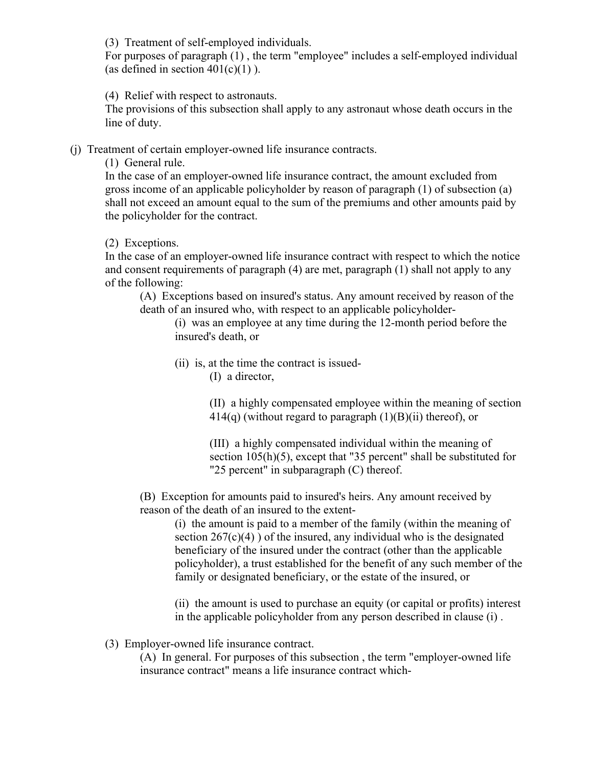(3) Treatment of self-employed individuals.
For purposes of paragraph (1) , the term "employee" includes a self-employed individual (as defined in section 401(c)(1) ).

(4) Relief with respect to astronauts.
The provisions of this subsection shall apply to any astronaut whose death occurs in the line of duty.

(j) Treatment of certain employer-owned life insurance contracts.

(1) General rule.
In the case of an employer-owned life insurance contract, the amount excluded from gross income of an applicable policyholder by reason of paragraph (1) of subsection (a) shall not exceed an amount equal to the sum of the premiums and other amounts paid by the policyholder for the contract.

(2) Exceptions.
In the case of an employer-owned life insurance contract with respect to which the notice and consent requirements of paragraph (4) are met, paragraph (1) shall not apply to any of the following:

(A) Exceptions based on insured's status. Any amount received by reason of the death of an insured who, with respect to an applicable policyholder-

(i) was an employee at any time during the 12-month period before the insured's death, or

(ii) is, at the time the contract is issued-

(I) a director,

(II) a highly compensated employee within the meaning of section 414(q) (without regard to paragraph (1)(B)(ii) thereof), or

(III) a highly compensated individual within the meaning of section 105(h)(5), except that "35 percent" shall be substituted for "25 percent" in subparagraph (C) thereof.

(B) Exception for amounts paid to insured's heirs. Any amount received by reason of the death of an insured to the extent-

(i) the amount is paid to a member of the family (within the meaning of section 267(c)(4) ) of the insured, any individual who is the designated beneficiary of the insured under the contract (other than the applicable policyholder), a trust established for the benefit of any such member of the family or designated beneficiary, or the estate of the insured, or

(ii) the amount is used to purchase an equity (or capital or profits) interest in the applicable policyholder from any person described in clause (i) .

(3) Employer-owned life insurance contract.

(A) In general. For purposes of this subsection , the term "employer-owned life insurance contract" means a life insurance contract which-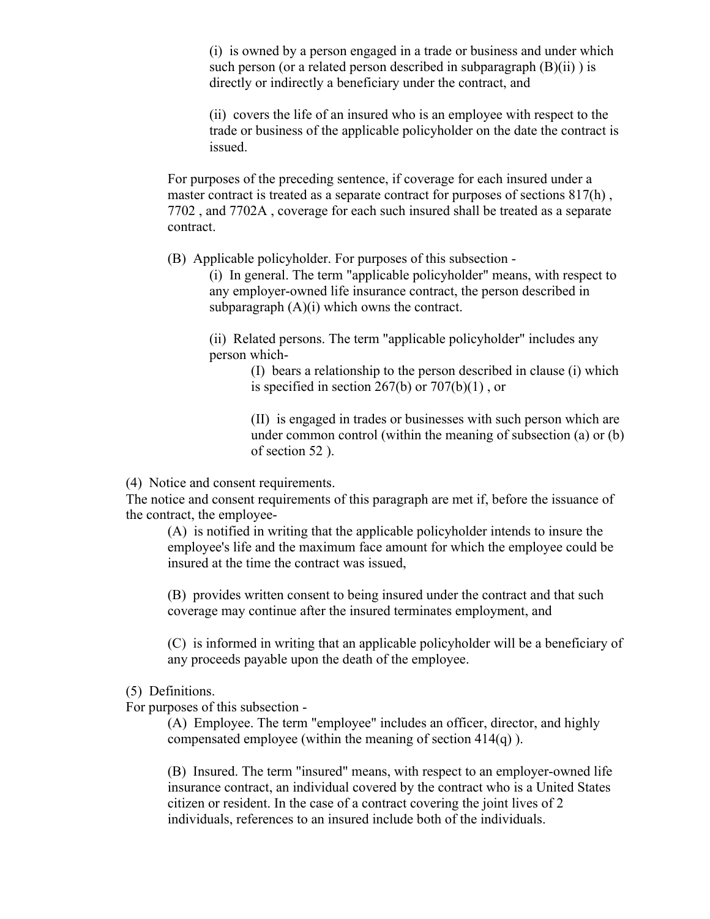(i) is owned by a person engaged in a trade or business and under which such person (or a related person described in subparagraph (B)(ii) ) is directly or indirectly a beneficiary under the contract, and

(ii) covers the life of an insured who is an employee with respect to the trade or business of the applicable policyholder on the date the contract is issued.

For purposes of the preceding sentence, if coverage for each insured under a master contract is treated as a separate contract for purposes of sections 817(h) , 7702 , and 7702A , coverage for each such insured shall be treated as a separate contract.

(B) Applicable policyholder. For purposes of this subsection -

(i) In general. The term "applicable policyholder" means, with respect to any employer-owned life insurance contract, the person described in subparagraph (A)(i) which owns the contract.

(ii) Related persons. The term "applicable policyholder" includes any person which-

(I) bears a relationship to the person described in clause (i) which is specified in section 267(b) or 707(b)(1) , or

(II) is engaged in trades or businesses with such person which are under common control (within the meaning of subsection (a) or (b) of section 52 ).

(4) Notice and consent requirements.

The notice and consent requirements of this paragraph are met if, before the issuance of the contract, the employee-

(A) is notified in writing that the applicable policyholder intends to insure the employee's life and the maximum face amount for which the employee could be insured at the time the contract was issued,

(B) provides written consent to being insured under the contract and that such coverage may continue after the insured terminates employment, and

(C) is informed in writing that an applicable policyholder will be a beneficiary of any proceeds payable upon the death of the employee.

(5) Definitions.

For purposes of this subsection -

(A) Employee. The term "employee" includes an officer, director, and highly compensated employee (within the meaning of section 414(q) ).

(B) Insured. The term "insured" means, with respect to an employer-owned life insurance contract, an individual covered by the contract who is a United States citizen or resident. In the case of a contract covering the joint lives of 2 individuals, references to an insured include both of the individuals.